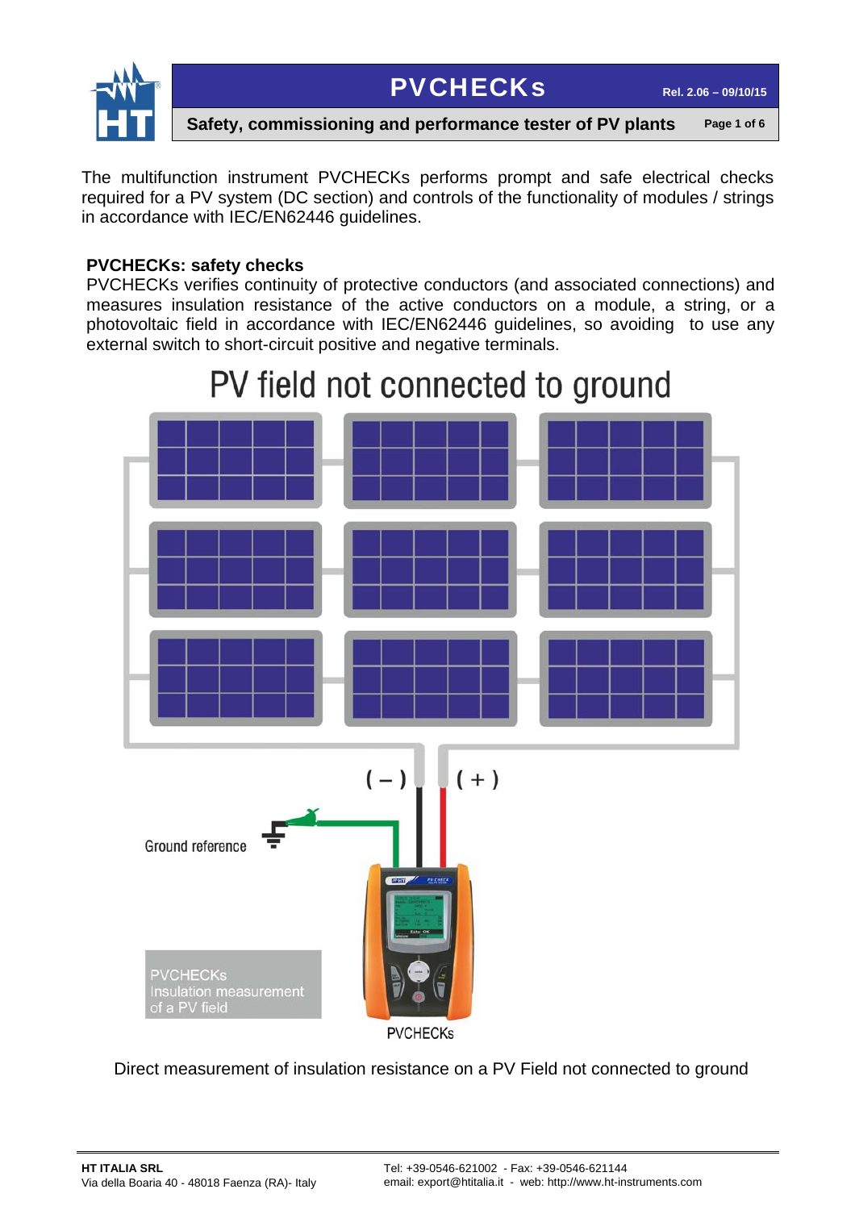The multifunction instrument PVCHECKs performs prompt and safe electrical checks required for a PV system (DC section) and controls of the functionality of modules / strings in accordance with IEC/EN62446 guidelines.

**PVCHECKs: safety checks**

PVCHECKs verifies continuity of protective conductors (and associated connections) and measures insulation resistance of the active conductors on a module, a string, or a photovoltaic field in accordance with IEC/EN62446 guidelines, so avoiding to use any external switch to short-circuit positive and negative terminals.

PV field not connected to ground

( – ) ( + )

Ground reference

PVCHECKs Insulation measurement of a PV field

PVCHECKs

Direct measurement of insulation resistance on a PV Field not connected to ground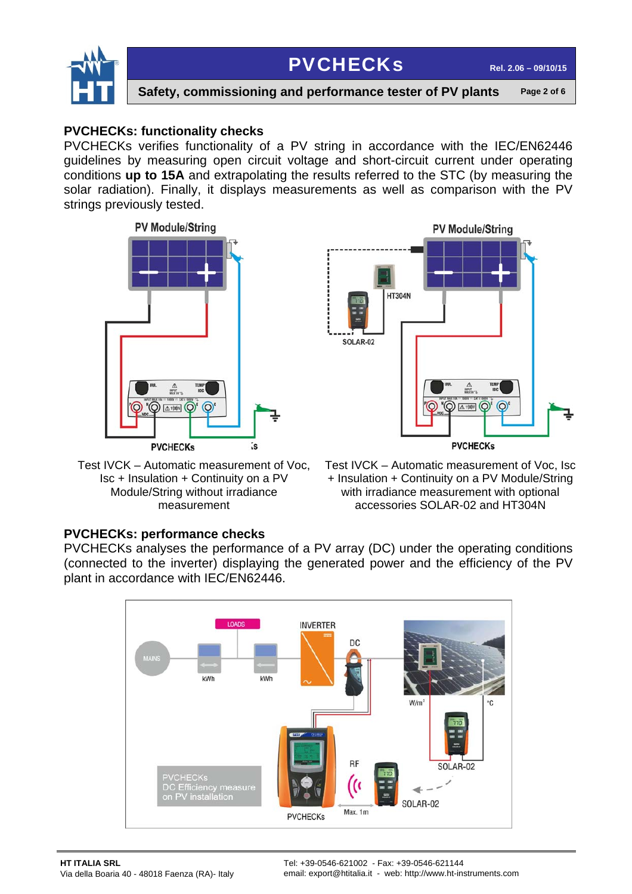## PVCHECKs: functionality checks

PVCHECKs verifies functionality of a PV string in accordance with the IEC/EN62446 guidelines by measuring open circuit voltage and short-circuit current under operating conditions **up to 15A** and extrapolating the results referred to the STC (by measuring the solar radiation). Finally, it displays measurements as well as comparison with the PV strings previously tested.

Test IVCK – Automatic measurement of Voc, Isc + Insulation + Continuity on a PV Module/String without irradiance measurement

Test IVCK – Automatic measurement of Voc, Isc + Insulation + Continuity on a PV Module/String with irradiance measurement with optional accessories SOLAR-02 and HT304N

## PVCHECKs: performance checks

PVCHECKs analyses the performance of a PV array (DC) under the operating conditions (connected to the inverter) displaying the generated power and the efficiency of the PV plant in accordance with IEC/EN62446.

**HT ITALIA SRL**
Via della Boaria 40 - 48018 Faenza (RA)- Italy

Tel: +39-0546-621002 - Fax: +39-0546-621144
email: export@htitalia.it - web: http://www.ht-instruments.com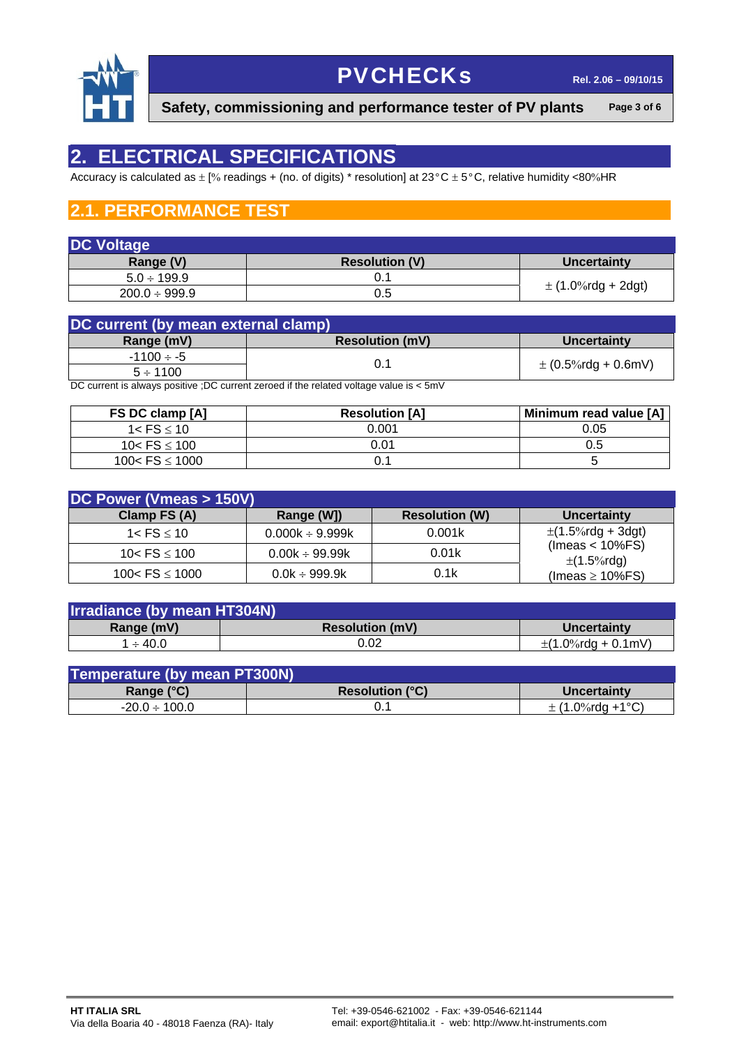# 2. ELECTRICAL SPECIFICATIONS

Accuracy is calculated as ± [% readings + (no. of digits) * resolution] at 23°C ± 5°C, relative humidity <80%HR

## 2.1. PERFORMANCE TEST

**DC Voltage**

| Range (V) | Resolution (V) | Uncertainty |
|---|---|---|
| 5.0 ÷ 199.9 | 0.1 | ± (1.0%rdg + 2dgt) |
| 200.0 ÷ 999.9 | 0.5 | |

**DC current (by mean external clamp)**

| Range (mV) | Resolution (mV) | Uncertainty |
|---|---|---|
| -1100 ÷ -5 | 0.1 | ± (0.5%rdg + 0.6mV) |
| 5 ÷ 1100 | | |

DC current is always positive ;DC current zeroed if the related voltage value is < 5mV

| FS DC clamp [A] | Resolution [A] | Minimum read value [A] |
|---|---|---|
| 1< FS ≤ 10 | 0.001 | 0.05 |
| 10< FS ≤ 100 | 0.01 | 0.5 |
| 100< FS ≤ 1000 | 0.1 | 5 |

**DC Power (Vmeas > 150V)**

| Clamp FS (A) | Range (W]) | Resolution (W) | Uncertainty |
|---|---|---|---|
| 1< FS ≤ 10 | 0.000k ÷ 9.999k | 0.001k | ±(1.5%rdg + 3dgt) (Imeas < 10%FS) ±(1.5%rdg) (Imeas ≥ 10%FS) |
| 10< FS ≤ 100 | 0.00k ÷ 99.99k | 0.01k | |
| 100< FS ≤ 1000 | 0.0k ÷ 999.9k | 0.1k | |

**Irradiance (by mean HT304N)**

| Range (mV) | Resolution (mV) | Uncertainty |
|---|---|---|
| 1 ÷ 40.0 | 0.02 | ±(1.0%rdg + 0.1mV) |

**Temperature (by mean PT300N)**

| Range (°C) | Resolution (°C) | Uncertainty |
|---|---|---|
| -20.0 ÷ 100.0 | 0.1 | ± (1.0%rdg +1°C) |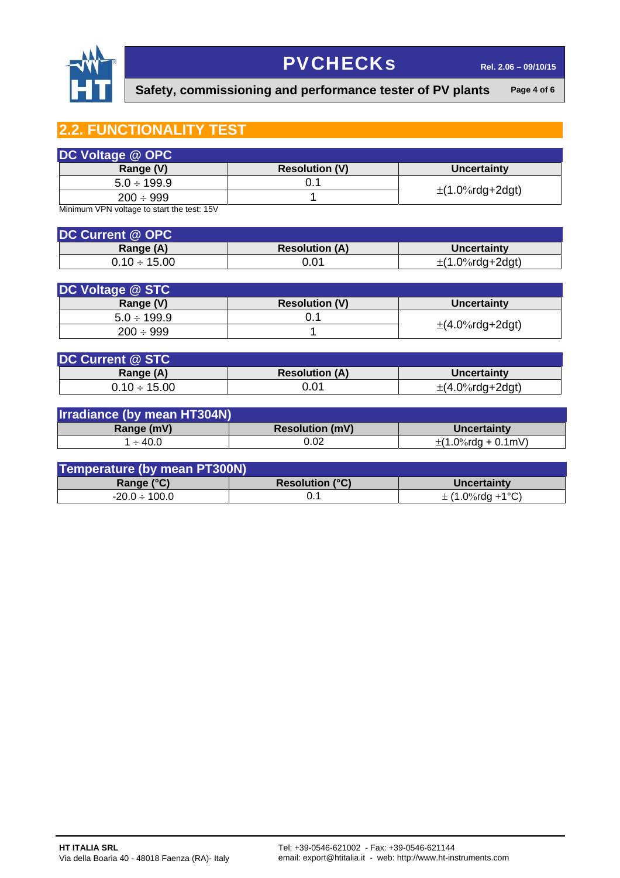## 2.2. FUNCTIONALITY TEST

**DC Voltage @ OPC**

| Range (V) | Resolution (V) | Uncertainty |
|---|---|---|
| 5.0 ÷ 199.9 | 0.1 | ±(1.0%rdg+2dgt) |
| 200 ÷ 999 | 1 | |

Minimum VPN voltage to start the test: 15V

**DC Current @ OPC**

| Range (A) | Resolution (A) | Uncertainty |
|---|---|---|
| 0.10 ÷ 15.00 | 0.01 | ±(1.0%rdg+2dgt) |

**DC Voltage @ STC**

| Range (V) | Resolution (V) | Uncertainty |
|---|---|---|
| 5.0 ÷ 199.9 | 0.1 | ±(4.0%rdg+2dgt) |
| 200 ÷ 999 | 1 | |

**DC Current @ STC**

| Range (A) | Resolution (A) | Uncertainty |
|---|---|---|
| 0.10 ÷ 15.00 | 0.01 | ±(4.0%rdg+2dgt) |

**Irradiance (by mean HT304N)**

| Range (mV) | Resolution (mV) | Uncertainty |
|---|---|---|
| 1 ÷ 40.0 | 0.02 | ±(1.0%rdg + 0.1mV) |

**Temperature (by mean PT300N)**

| Range (°C) | Resolution (°C) | Uncertainty |
|---|---|---|
| -20.0 ÷ 100.0 | 0.1 | ± (1.0%rdg +1°C) |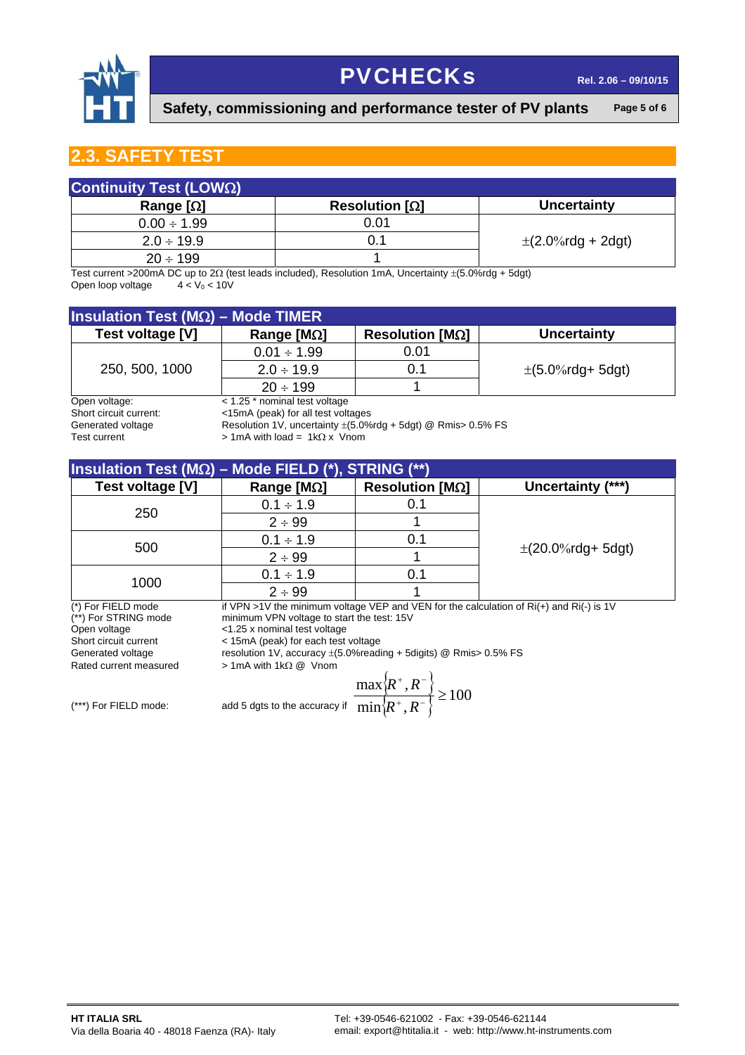## 2.3. SAFETY TEST

### Continuity Test (LOWΩ)

| Range [Ω] | Resolution [Ω] | Uncertainty |
|---|---|---|
| 0.00 ÷ 1.99 | 0.01 | ±(2.0%rdg + 2dgt) |
| 2.0 ÷ 19.9 | 0.1 | |
| 20 ÷ 199 | 1 | |

Test current >200mA DC up to 2Ω (test leads included), Resolution 1mA, Uncertainty ±(5.0%rdg + 5dgt)
Open loop voltage $4 < V_0 < 10V$

### Insulation Test (MΩ) – Mode TIMER

| Test voltage [V] | Range [MΩ] | Resolution [MΩ] | Uncertainty |
|---|---|---|---|
| 250, 500, 1000 | 0.01 ÷ 1.99 | 0.01 | ±(5.0%rdg+ 5dgt) |
| | 2.0 ÷ 19.9 | 0.1 | |
| | 20 ÷ 199 | 1 | |

Open voltage: < 1.25 * nominal test voltage
Short circuit current: <15mA (peak) for all test voltages
Generated voltage: Resolution 1V, uncertainty ±(5.0%rdg + 5dgt) @ Rmis> 0.5% FS
Test current: > 1mA with load = 1kΩ x Vnom

### Insulation Test (MΩ) – Mode FIELD (*), STRING (**)

| Test voltage [V] | Range [MΩ] | Resolution [MΩ] | Uncertainty (***) |
|---|---|---|---|
| 250 | 0.1 ÷ 1.9 | 0.1 | ±(20.0%rdg+ 5dgt) |
| | 2 ÷ 99 | 1 | |
| 500 | 0.1 ÷ 1.9 | 0.1 | |
| | 2 ÷ 99 | 1 | |
| 1000 | 0.1 ÷ 1.9 | 0.1 | |
| | 2 ÷ 99 | 1 | |

(*) For FIELD mode: if VPN >1V the minimum voltage VEP and VEN for the calculation of Ri(+) and Ri(-) is 1V
(**) For STRING mode: minimum VPN voltage to start the test: 15V
Open voltage: <1.25 x nominal test voltage
Short circuit current: < 15mA (peak) for each test voltage
Generated voltage: resolution 1V, accuracy ±(5.0%reading + 5digits) @ Rmis> 0.5% FS
Rated current measured: > 1mA with 1kΩ @ Vnom

(***) For FIELD mode: add 5 dgts to the accuracy if $\frac{\max\{R^+, R^-\}}{\min\{R^+, R^-\}} \geq 100$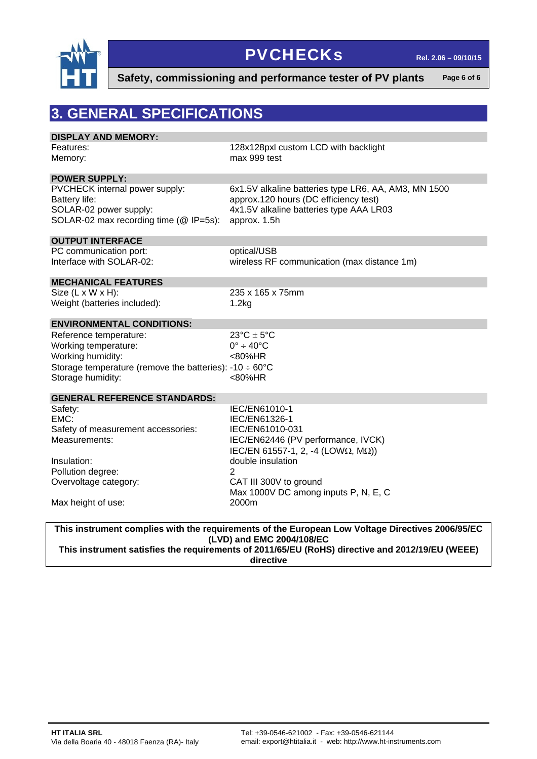# 3. GENERAL SPECIFICATIONS

| | |
|---|---|
| **DISPLAY AND MEMORY:** | |
| Features: | 128x128pxl custom LCD with backlight |
| Memory: | max 999 test |
| **POWER SUPPLY:** | |
| PVCHECK internal power supply: | 6x1.5V alkaline batteries type LR6, AA, AM3, MN 1500 |
| Battery life: | approx.120 hours (DC efficiency test) |
| SOLAR-02 power supply: | 4x1.5V alkaline batteries type AAA LR03 |
| SOLAR-02 max recording time (@ IP=5s): | approx. 1.5h |
| **OUTPUT INTERFACE** | |
| PC communication port: | optical/USB |
| Interface with SOLAR-02: | wireless RF communication (max distance 1m) |
| **MECHANICAL FEATURES** | |
| Size (L x W x H): | 235 x 165 x 75mm |
| Weight (batteries included): | 1.2kg |
| **ENVIRONMENTAL CONDITIONS:** | |
| Reference temperature: | 23°C ± 5°C |
| Working temperature: | 0° ÷ 40°C |
| Working humidity: | <80%HR |
| Storage temperature (remove the batteries): | -10 ÷ 60°C |
| Storage humidity: | <80%HR |
| **GENERAL REFERENCE STANDARDS:** | |
| Safety: | IEC/EN61010-1 |
| EMC: | IEC/EN61326-1 |
| Safety of measurement accessories: | IEC/EN61010-031 |
| Measurements: | IEC/EN62446 (PV performance, IVCK)<br>IEC/EN 61557-1, 2, -4 (LOWΩ, MΩ)) |
| Insulation: | double insulation |
| Pollution degree: | 2 |
| Overvoltage category: | CAT III 300V to ground<br>Max 1000V DC among inputs P, N, E, C |
| Max height of use: | 2000m |

**This instrument complies with the requirements of the European Low Voltage Directives 2006/95/EC (LVD) and EMC 2004/108/EC**
**This instrument satisfies the requirements of 2011/65/EU (RoHS) directive and 2012/19/EU (WEEE) directive**

**HT ITALIA SRL**
Via della Boaria 40 - 48018 Faenza (RA)- Italy

Tel: +39-0546-621002 - Fax: +39-0546-621144
email: export@htitalia.it - web: http://www.ht-instruments.com